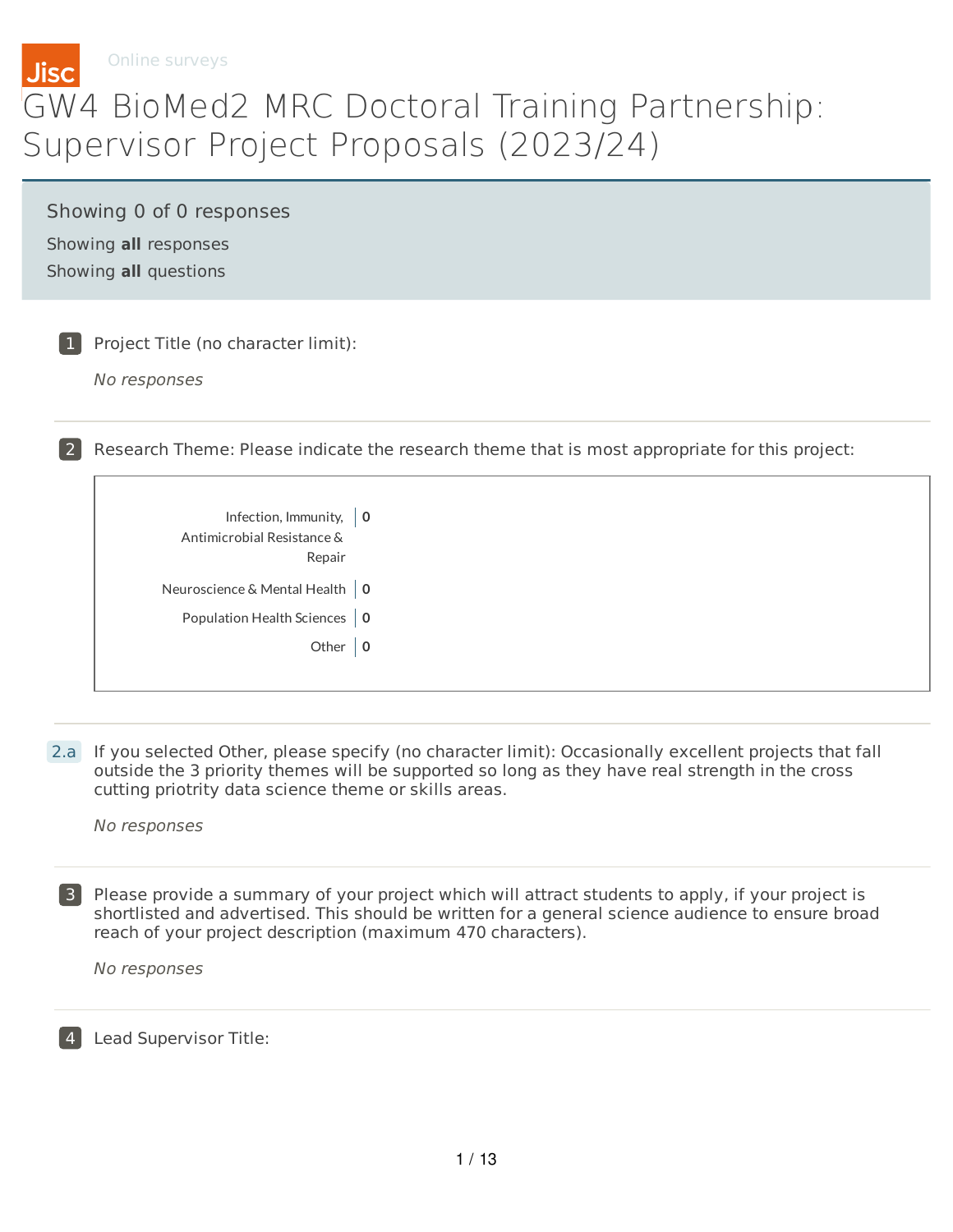Jisc Online surveys

# GW4 BioMed2 MRC Doctoral Training Partnership: Supervisor Project Proposals (2023/24)

Showing 0 of 0 responses
Showing **all** responses
Showing **all** questions

**1** Project Title (no character limit):

*No responses*

---

**2** Research Theme: Please indicate the research theme that is most appropriate for this project:

| Research Theme | Responses |
| --- | --- |
| Infection, Immunity, Antimicrobial Resistance & Repair | 0 |
| Neuroscience & Mental Health | 0 |
| Population Health Sciences | 0 |
| Other | 0 |

---

**2.a** If you selected Other, please specify (no character limit): Occasionally excellent projects that fall outside the 3 priority themes will be supported so long as they have real strength in the cross cutting priotrity data science theme or skills areas.

*No responses*

---

**3** Please provide a summary of your project which will attract students to apply, if your project is shortlisted and advertised. This should be written for a general science audience to ensure broad reach of your project description (maximum 470 characters).

*No responses*

---

**4** Lead Supervisor Title: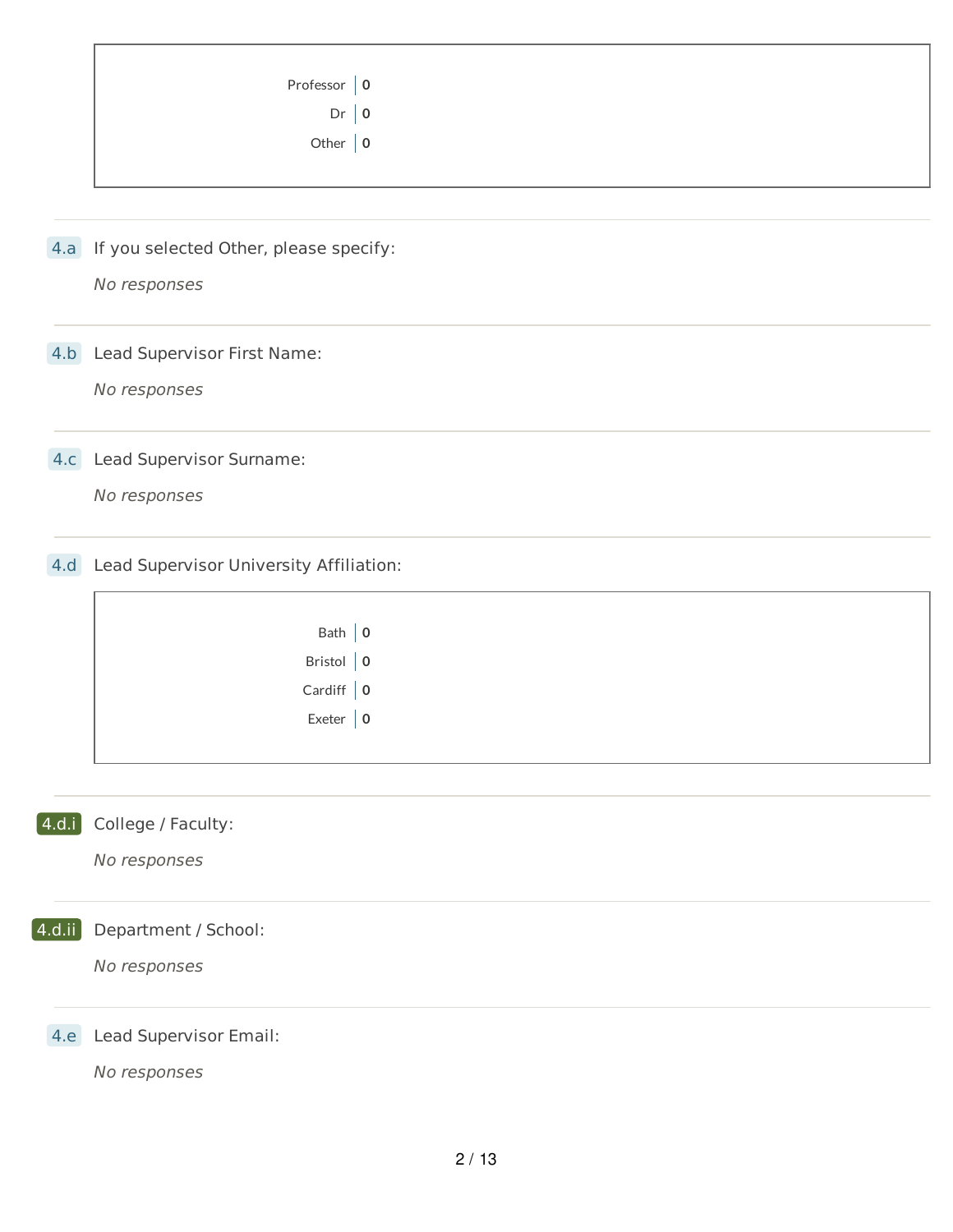| | |
|---|---|
| Professor | 0 |
| Dr | 0 |
| Other | 0 |

**4.a** If you selected Other, please specify:

*No responses*

**4.b** Lead Supervisor First Name:

*No responses*

**4.c** Lead Supervisor Surname:

*No responses*

**4.d** Lead Supervisor University Affiliation:

| | |
|---|---|
| Bath | 0 |
| Bristol | 0 |
| Cardiff | 0 |
| Exeter | 0 |

**4.d.i** College / Faculty:

*No responses*

**4.d.ii** Department / School:

*No responses*

**4.e** Lead Supervisor Email:

*No responses*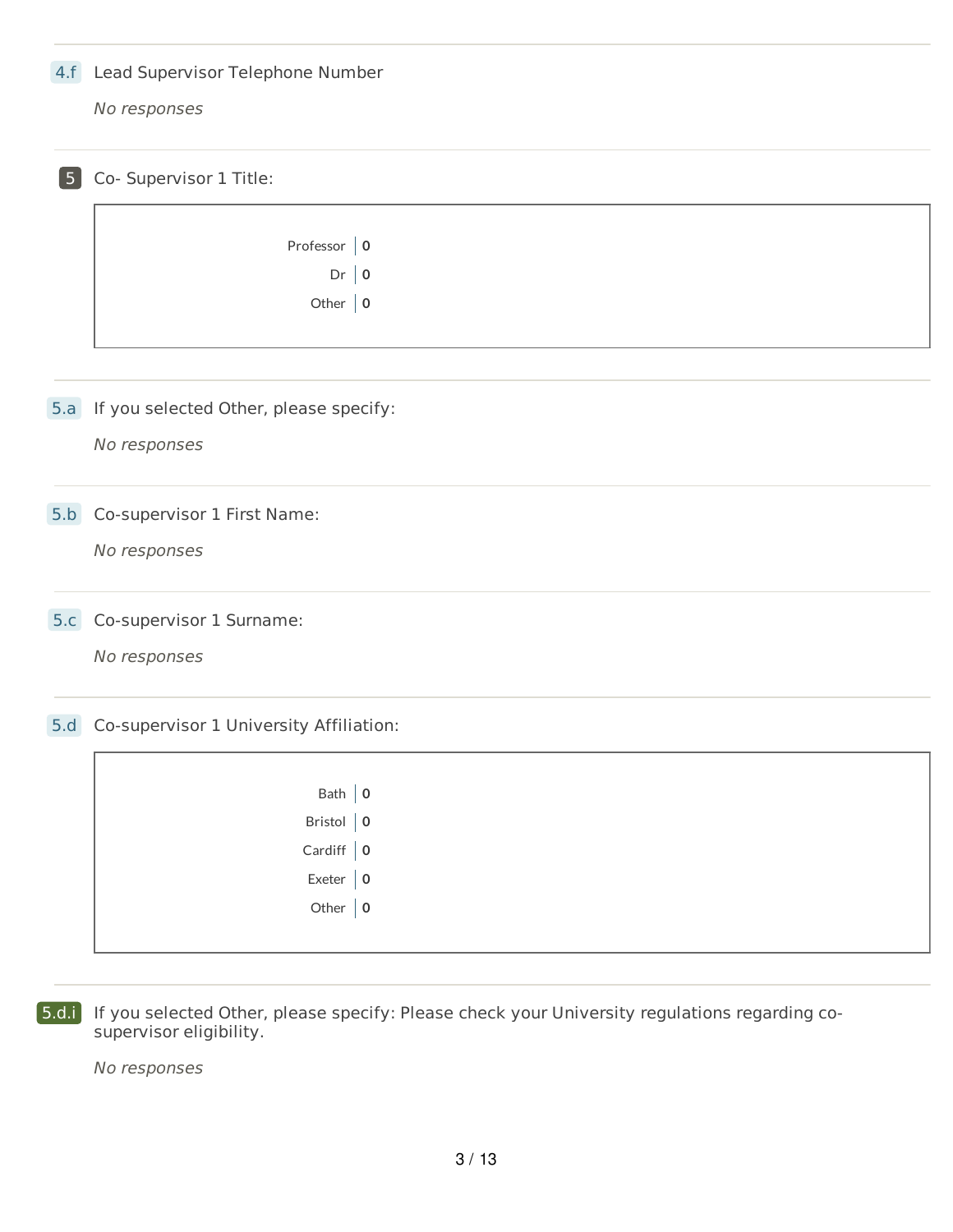**4.f** Lead Supervisor Telephone Number

*No responses*

---

**5** Co- Supervisor 1 Title:

| Option | Count |
| --- | --- |
| Professor | 0 |
| Dr | 0 |
| Other | 0 |

---

**5.a** If you selected Other, please specify:

*No responses*

---

**5.b** Co-supervisor 1 First Name:

*No responses*

---

**5.c** Co-supervisor 1 Surname:

*No responses*

---

**5.d** Co-supervisor 1 University Affiliation:

| Option | Count |
| --- | --- |
| Bath | 0 |
| Bristol | 0 |
| Cardiff | 0 |
| Exeter | 0 |
| Other | 0 |

---

**5.d.i** If you selected Other, please specify: Please check your University regulations regarding co-supervisor eligibility.

*No responses*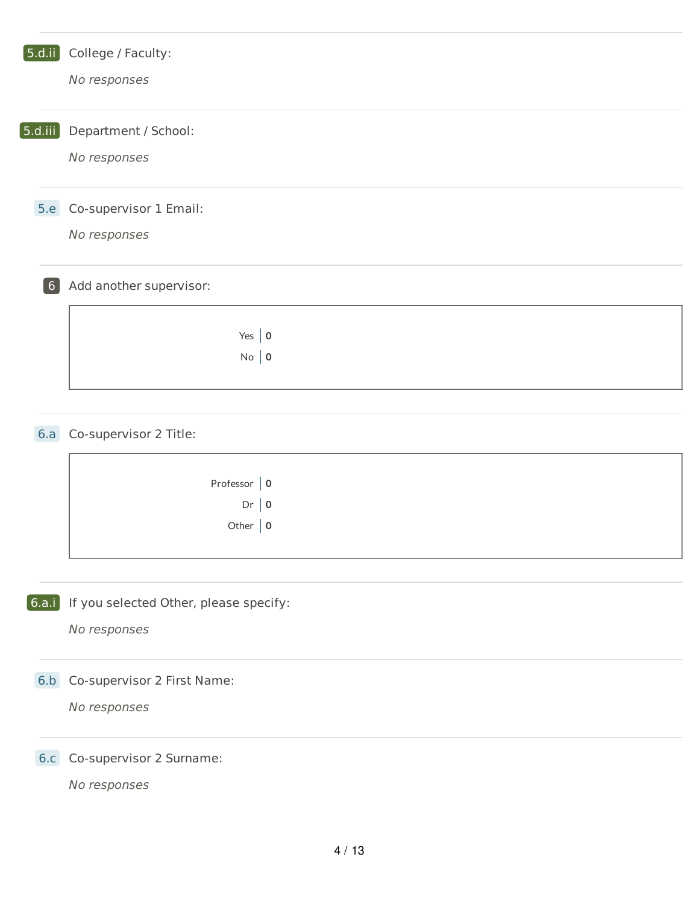**5.d.ii** College / Faculty:

*No responses*

**5.d.iii** Department / School:

*No responses*

**5.e** Co-supervisor 1 Email:

*No responses*

**6** Add another supervisor:

| Option | Count |
|---|---|
| Yes | 0 |
| No | 0 |

**6.a** Co-supervisor 2 Title:

| Option | Count |
|---|---|
| Professor | 0 |
| Dr | 0 |
| Other | 0 |

**6.a.i** If you selected Other, please specify:

*No responses*

**6.b** Co-supervisor 2 First Name:

*No responses*

**6.c** Co-supervisor 2 Surname:

*No responses*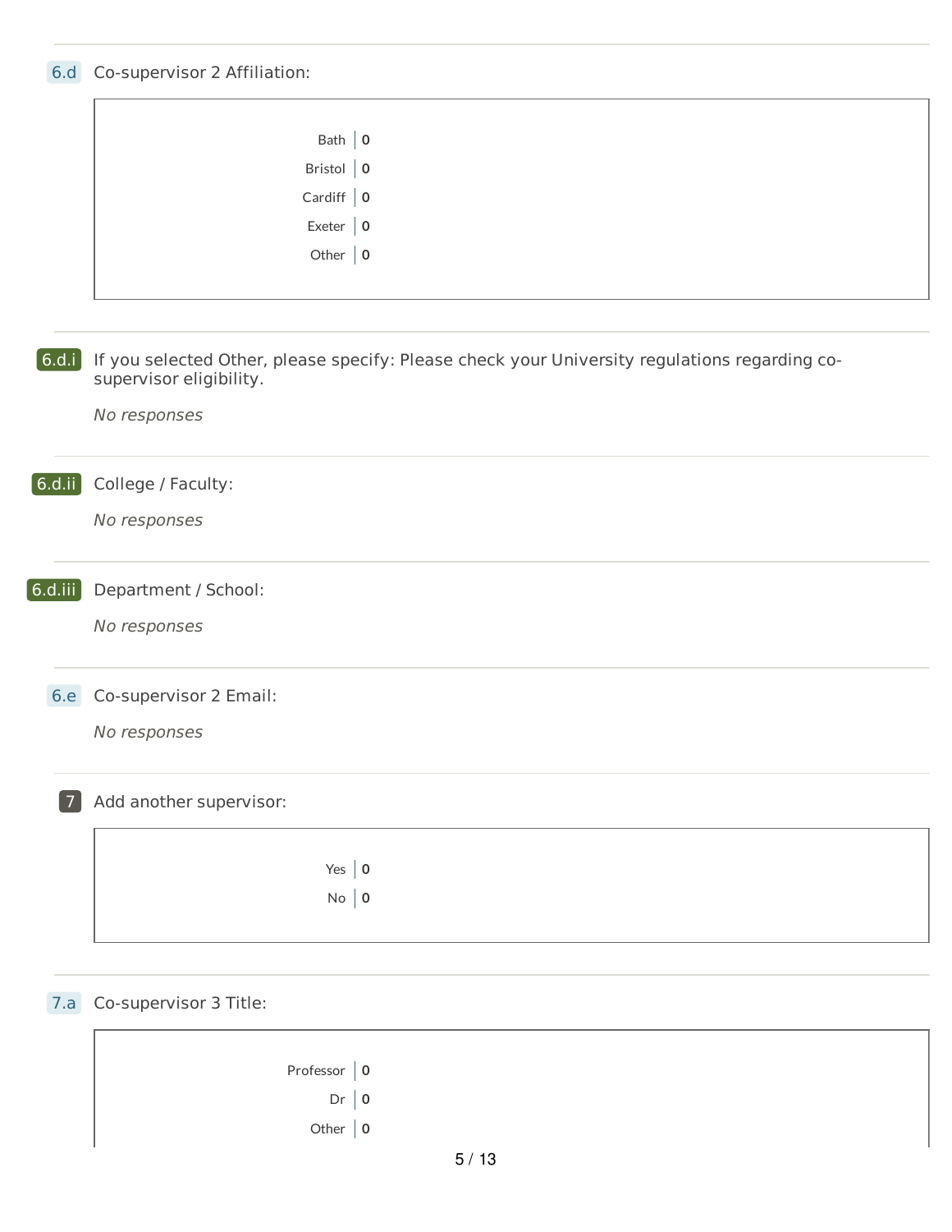**6.d** Co-supervisor 2 Affiliation:

| Option | Count |
|---|---|
| Bath | 0 |
| Bristol | 0 |
| Cardiff | 0 |
| Exeter | 0 |
| Other | 0 |

**6.d.i** If you selected Other, please specify: Please check your University regulations regarding co-supervisor eligibility.

*No responses*

**6.d.ii** College / Faculty:

*No responses*

**6.d.iii** Department / School:

*No responses*

**6.e** Co-supervisor 2 Email:

*No responses*

**7** Add another supervisor:

| Option | Count |
|---|---|
| Yes | 0 |
| No | 0 |

**7.a** Co-supervisor 3 Title:

| Option | Count |
|---|---|
| Professor | 0 |
| Dr | 0 |
| Other | 0 |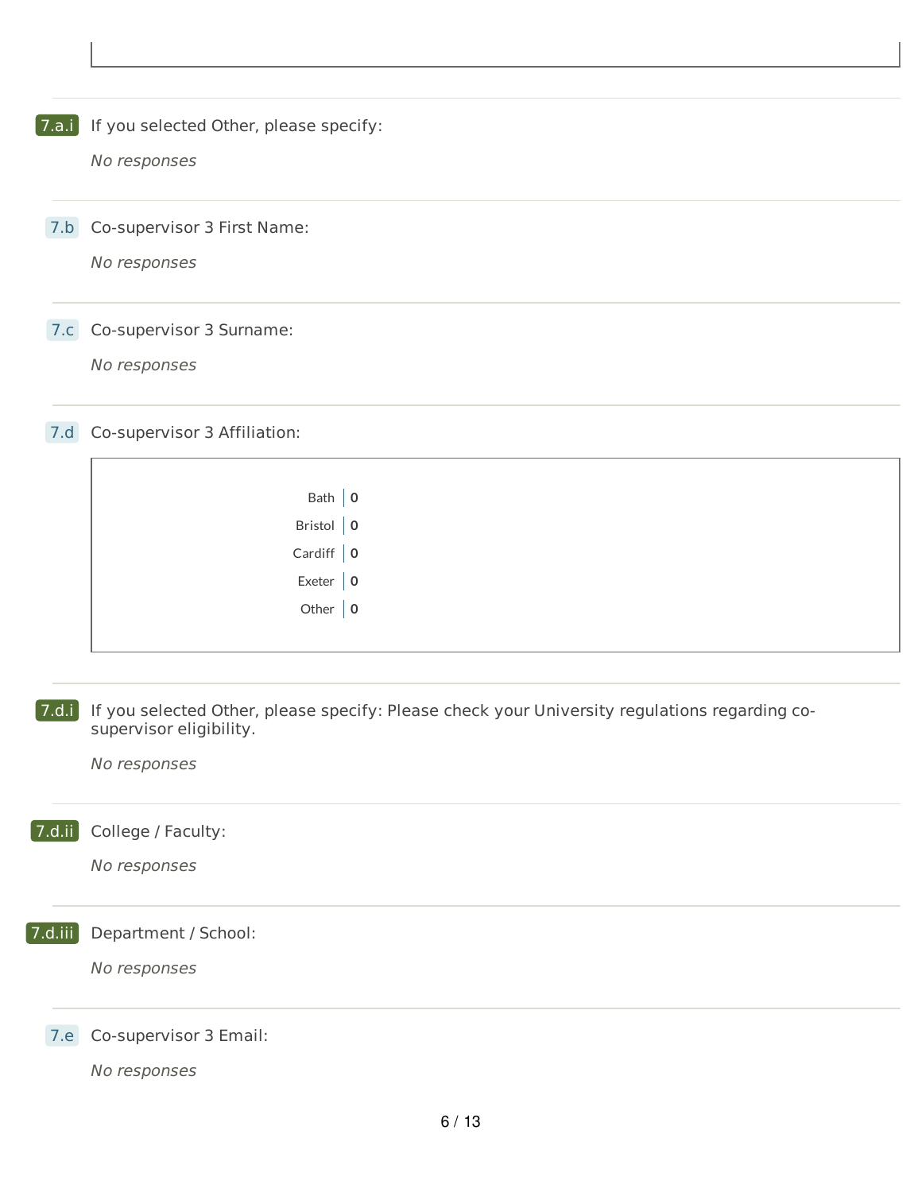**7.a.i** If you selected Other, please specify:

*No responses*

**7.b** Co-supervisor 3 First Name:

*No responses*

**7.c** Co-supervisor 3 Surname:

*No responses*

**7.d** Co-supervisor 3 Affiliation:

| Affiliation | Count |
|---|---|
| Bath | 0 |
| Bristol | 0 |
| Cardiff | 0 |
| Exeter | 0 |
| Other | 0 |

**7.d.i** If you selected Other, please specify: Please check your University regulations regarding co-supervisor eligibility.

*No responses*

**7.d.ii** College / Faculty:

*No responses*

**7.d.iii** Department / School:

*No responses*

**7.e** Co-supervisor 3 Email:

*No responses*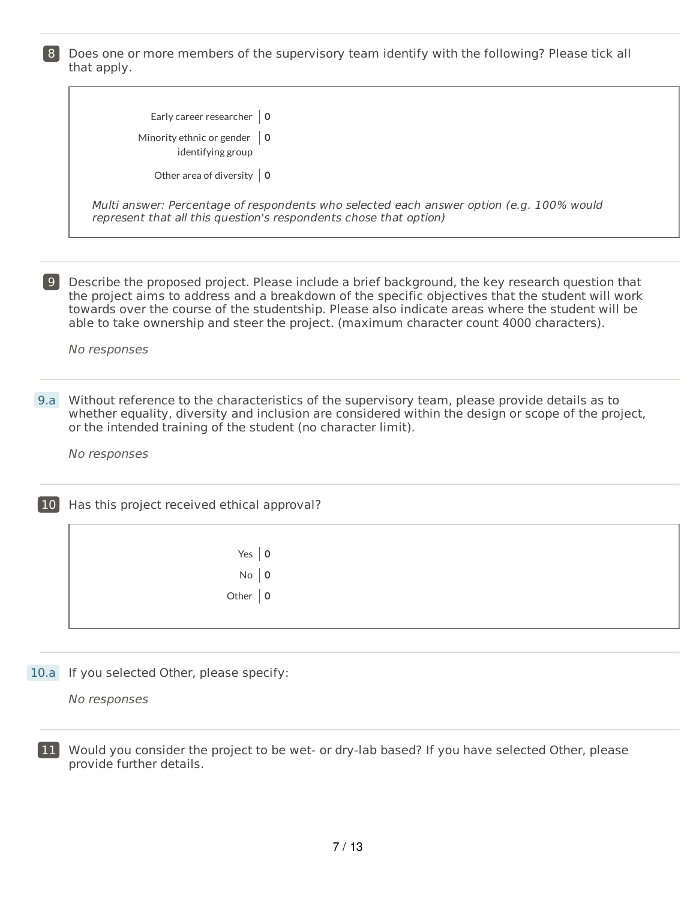**8** Does one or more members of the supervisory team identify with the following? Please tick all that apply.

| Option | Count |
| --- | --- |
| Early career researcher | 0 |
| Minority ethnic or gender identifying group | 0 |
| Other area of diversity | 0 |

*Multi answer: Percentage of respondents who selected each answer option (e.g. 100% would represent that all this question's respondents chose that option)*

**9** Describe the proposed project. Please include a brief background, the key research question that the project aims to address and a breakdown of the specific objectives that the student will work towards over the course of the studentship. Please also indicate areas where the student will be able to take ownership and steer the project. (maximum character count 4000 characters).

*No responses*

**9.a** Without reference to the characteristics of the supervisory team, please provide details as to whether equality, diversity and inclusion are considered within the design or scope of the project, or the intended training of the student (no character limit).

*No responses*

**10** Has this project received ethical approval?

| Option | Count |
| --- | --- |
| Yes | 0 |
| No | 0 |
| Other | 0 |

**10.a** If you selected Other, please specify:

*No responses*

**11** Would you consider the project to be wet- or dry-lab based? If you have selected Other, please provide further details.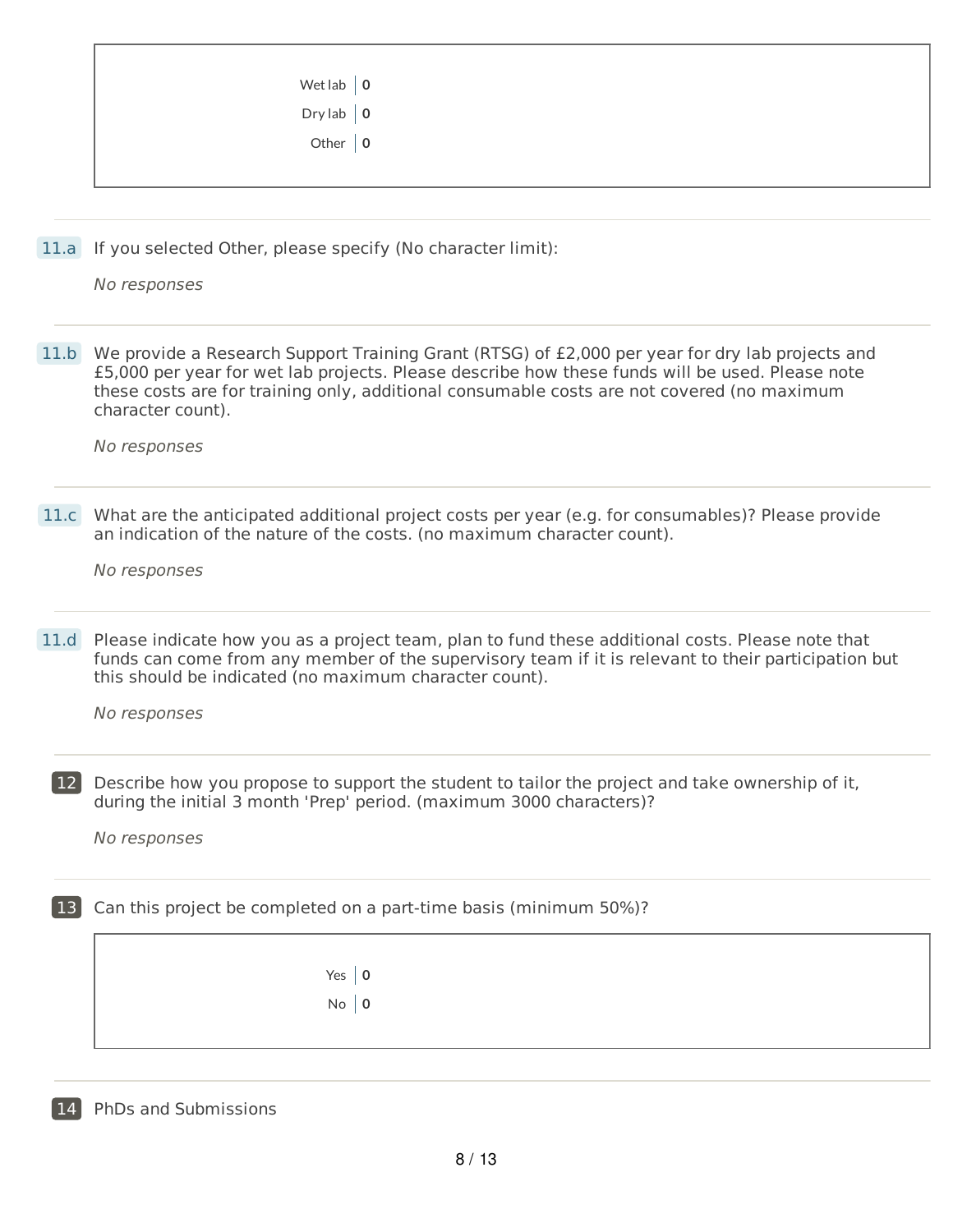| | |
|---|---|
| Wet lab | 0 |
| Dry lab | 0 |
| Other | 0 |

**11.a** If you selected Other, please specify (No character limit):

*No responses*

**11.b** We provide a Research Support Training Grant (RTSG) of £2,000 per year for dry lab projects and £5,000 per year for wet lab projects. Please describe how these funds will be used. Please note these costs are for training only, additional consumable costs are not covered (no maximum character count).

*No responses*

**11.c** What are the anticipated additional project costs per year (e.g. for consumables)? Please provide an indication of the nature of the costs. (no maximum character count).

*No responses*

**11.d** Please indicate how you as a project team, plan to fund these additional costs. Please note that funds can come from any member of the supervisory team if it is relevant to their participation but this should be indicated (no maximum character count).

*No responses*

**12** Describe how you propose to support the student to tailor the project and take ownership of it, during the initial 3 month 'Prep' period. (maximum 3000 characters)?

*No responses*

**13** Can this project be completed on a part-time basis (minimum 50%)?

| | |
|---|---|
| Yes | 0 |
| No | 0 |

**14** PhDs and Submissions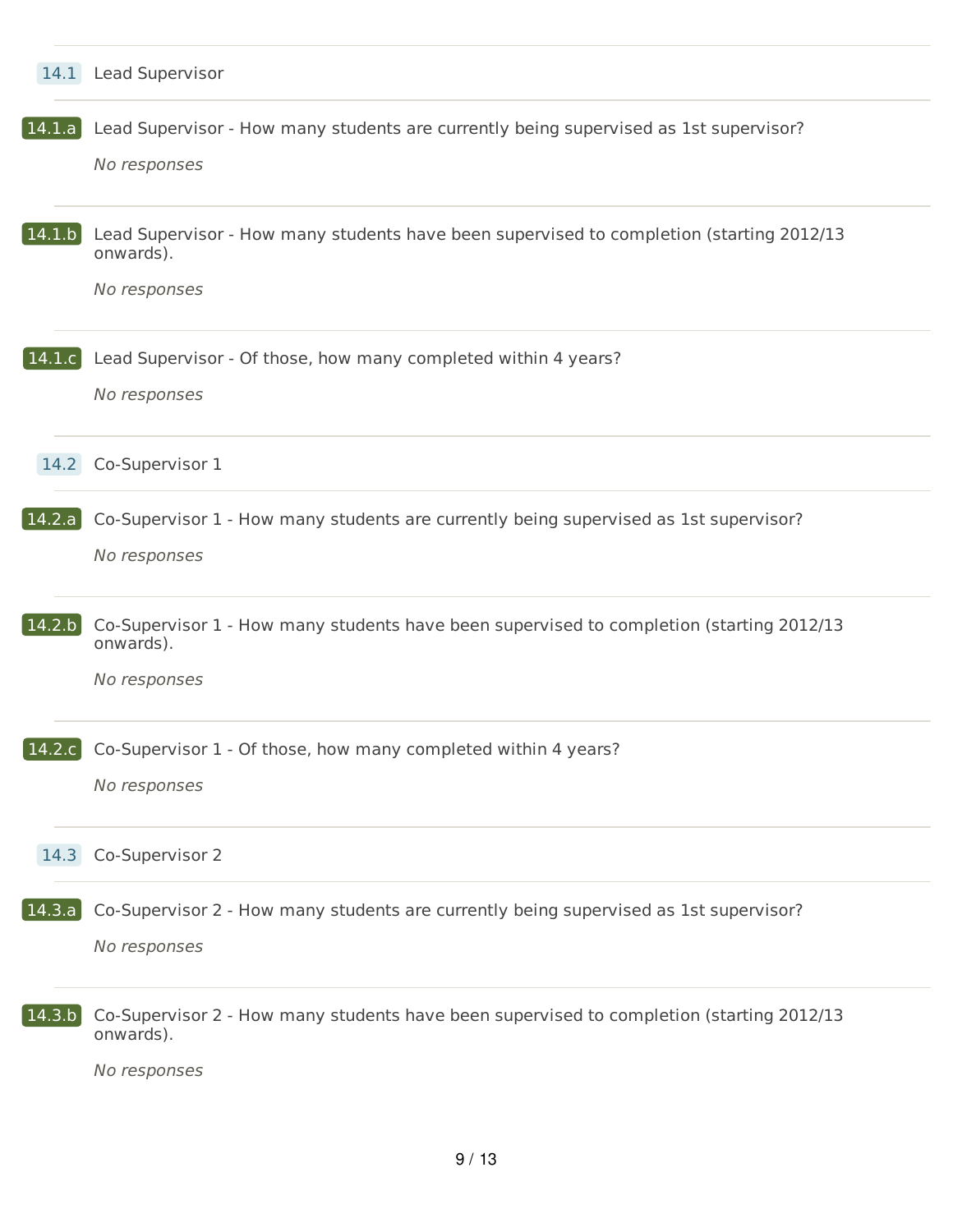### 14.1 Lead Supervisor

**14.1.a** Lead Supervisor - How many students are currently being supervised as 1st supervisor?

*No responses*

**14.1.b** Lead Supervisor - How many students have been supervised to completion (starting 2012/13 onwards).

*No responses*

**14.1.c** Lead Supervisor - Of those, how many completed within 4 years?

*No responses*

### 14.2 Co-Supervisor 1

**14.2.a** Co-Supervisor 1 - How many students are currently being supervised as 1st supervisor?

*No responses*

**14.2.b** Co-Supervisor 1 - How many students have been supervised to completion (starting 2012/13 onwards).

*No responses*

**14.2.c** Co-Supervisor 1 - Of those, how many completed within 4 years?

*No responses*

### 14.3 Co-Supervisor 2

**14.3.a** Co-Supervisor 2 - How many students are currently being supervised as 1st supervisor?

*No responses*

**14.3.b** Co-Supervisor 2 - How many students have been supervised to completion (starting 2012/13 onwards).

*No responses*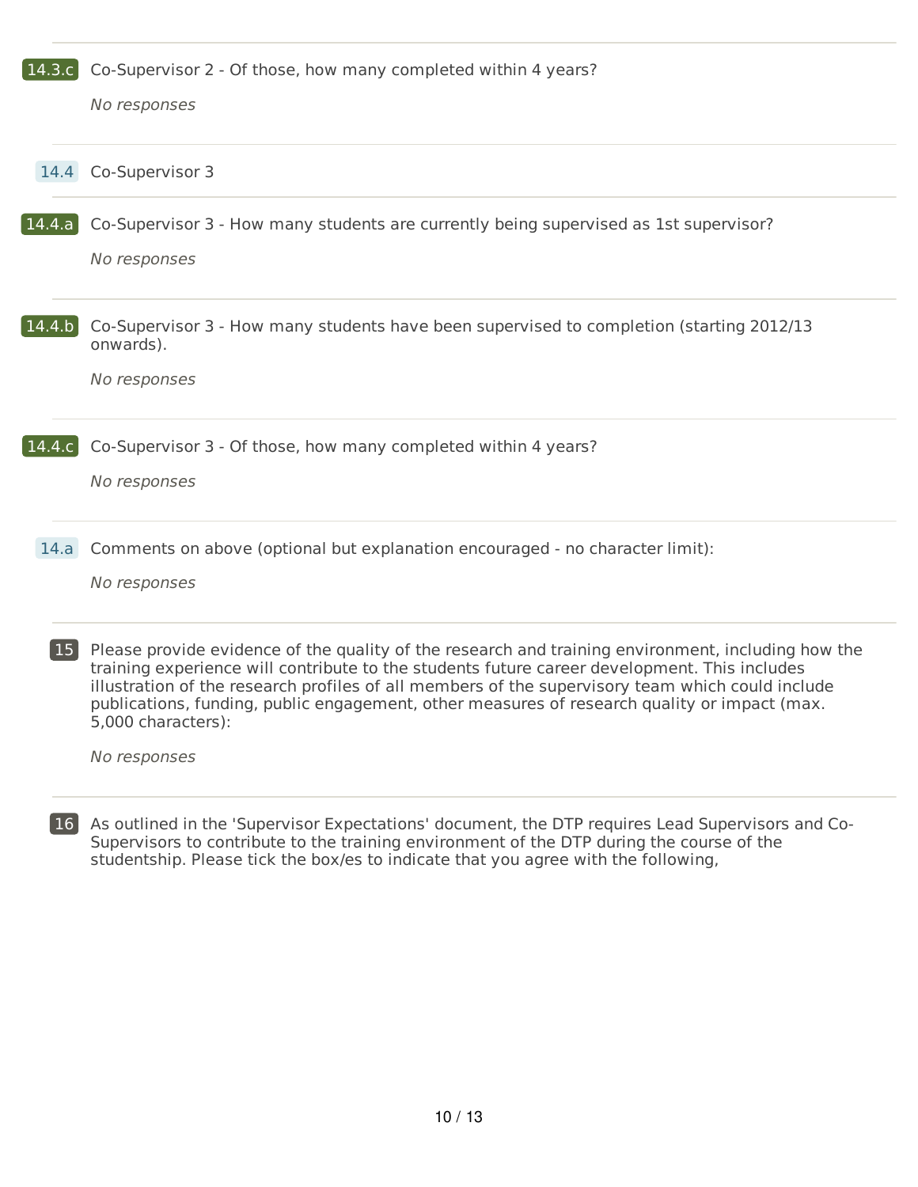**14.3.c** Co-Supervisor 2 - Of those, how many completed within 4 years?

*No responses*

**14.4** Co-Supervisor 3

**14.4.a** Co-Supervisor 3 - How many students are currently being supervised as 1st supervisor?

*No responses*

**14.4.b** Co-Supervisor 3 - How many students have been supervised to completion (starting 2012/13 onwards).

*No responses*

**14.4.c** Co-Supervisor 3 - Of those, how many completed within 4 years?

*No responses*

**14.a** Comments on above (optional but explanation encouraged - no character limit):

*No responses*

**15** Please provide evidence of the quality of the research and training environment, including how the training experience will contribute to the students future career development. This includes illustration of the research profiles of all members of the supervisory team which could include publications, funding, public engagement, other measures of research quality or impact (max. 5,000 characters):

*No responses*

**16** As outlined in the 'Supervisor Expectations' document, the DTP requires Lead Supervisors and Co-Supervisors to contribute to the training environment of the DTP during the course of the studentship. Please tick the box/es to indicate that you agree with the following,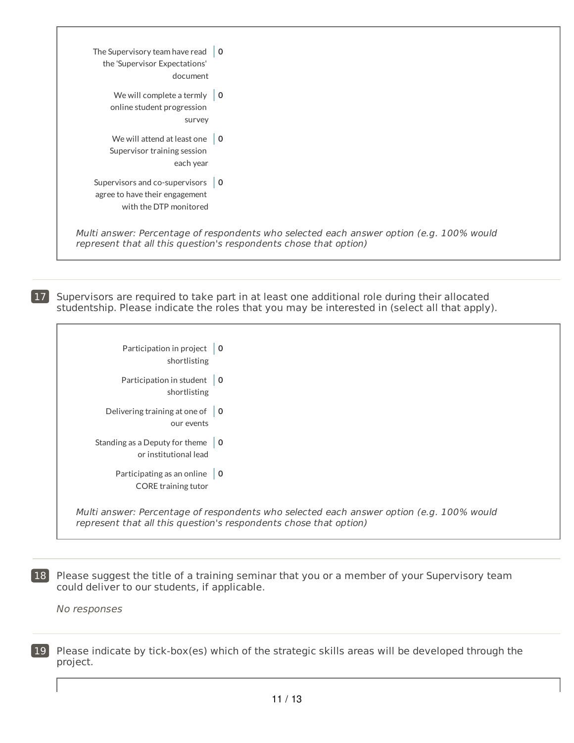| Option | Value |
| --- | --- |
| The Supervisory team have read the 'Supervisor Expectations' document | 0 |
| We will complete a termly online student progression survey | 0 |
| We will attend at least one Supervisor training session each year | 0 |
| Supervisors and co-supervisors agree to have their engagement with the DTP monitored | 0 |

*Multi answer: Percentage of respondents who selected each answer option (e.g. 100% would represent that all this question's respondents chose that option)*

**17** Supervisors are required to take part in at least one additional role during their allocated studentship. Please indicate the roles that you may be interested in (select all that apply).

| Option | Value |
| --- | --- |
| Participation in project shortlisting | 0 |
| Participation in student shortlisting | 0 |
| Delivering training at one of our events | 0 |
| Standing as a Deputy for theme or institutional lead | 0 |
| Participating as an online CORE training tutor | 0 |

*Multi answer: Percentage of respondents who selected each answer option (e.g. 100% would represent that all this question's respondents chose that option)*

**18** Please suggest the title of a training seminar that you or a member of your Supervisory team could deliver to our students, if applicable.

*No responses*

**19** Please indicate by tick-box(es) which of the strategic skills areas will be developed through the project.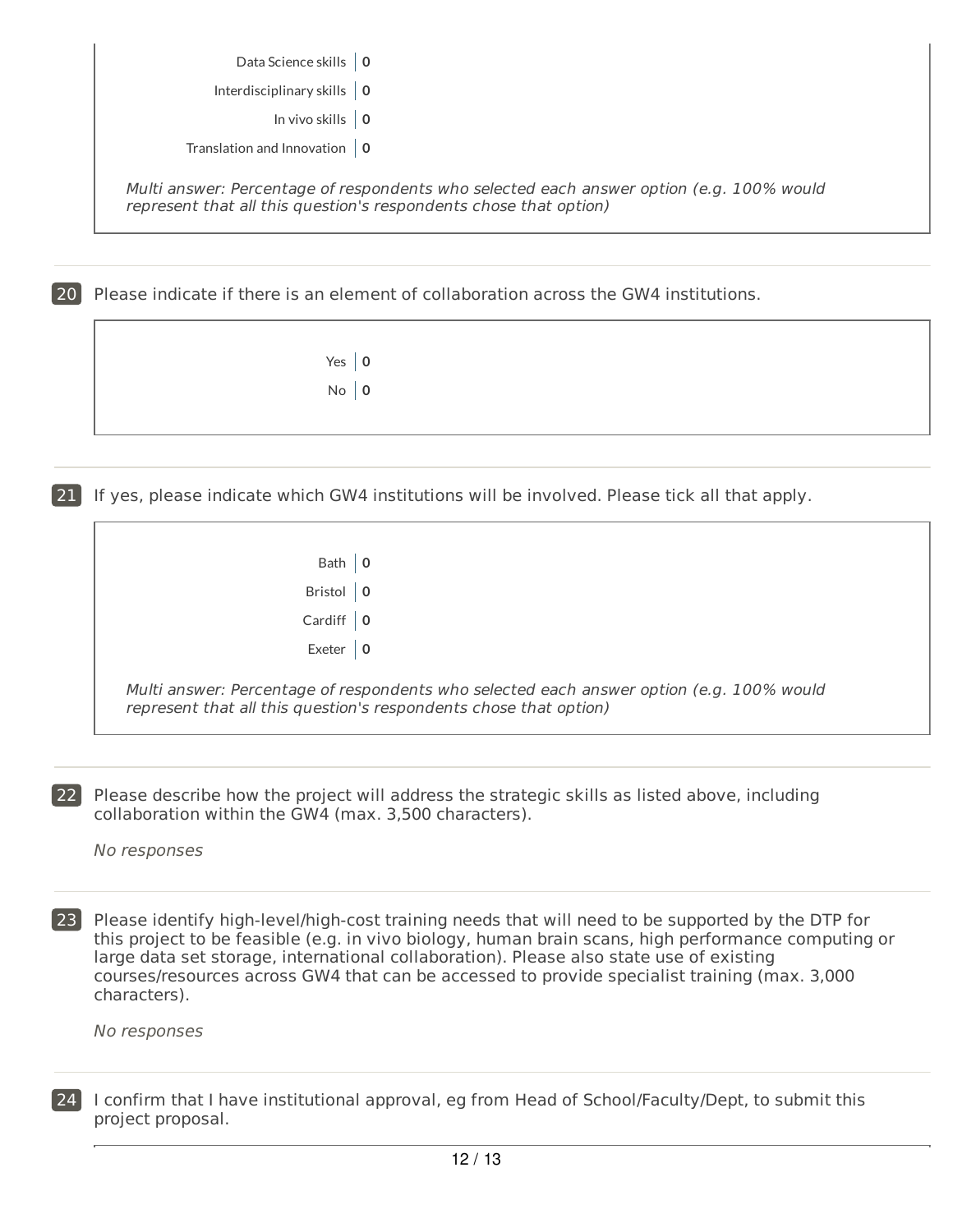| | |
|---|---|
| Data Science skills | 0 |
| Interdisciplinary skills | 0 |
| In vivo skills | 0 |
| Translation and Innovation | 0 |

*Multi answer: Percentage of respondents who selected each answer option (e.g. 100% would represent that all this question's respondents chose that option)*

**20** Please indicate if there is an element of collaboration across the GW4 institutions.

| | |
|---|---|
| Yes | 0 |
| No | 0 |

**21** If yes, please indicate which GW4 institutions will be involved. Please tick all that apply.

| | |
|---|---|
| Bath | 0 |
| Bristol | 0 |
| Cardiff | 0 |
| Exeter | 0 |

*Multi answer: Percentage of respondents who selected each answer option (e.g. 100% would represent that all this question's respondents chose that option)*

**22** Please describe how the project will address the strategic skills as listed above, including collaboration within the GW4 (max. 3,500 characters).

*No responses*

**23** Please identify high-level/high-cost training needs that will need to be supported by the DTP for this project to be feasible (e.g. in vivo biology, human brain scans, high performance computing or large data set storage, international collaboration). Please also state use of existing courses/resources across GW4 that can be accessed to provide specialist training (max. 3,000 characters).

*No responses*

**24** I confirm that I have institutional approval, eg from Head of School/Faculty/Dept, to submit this project proposal.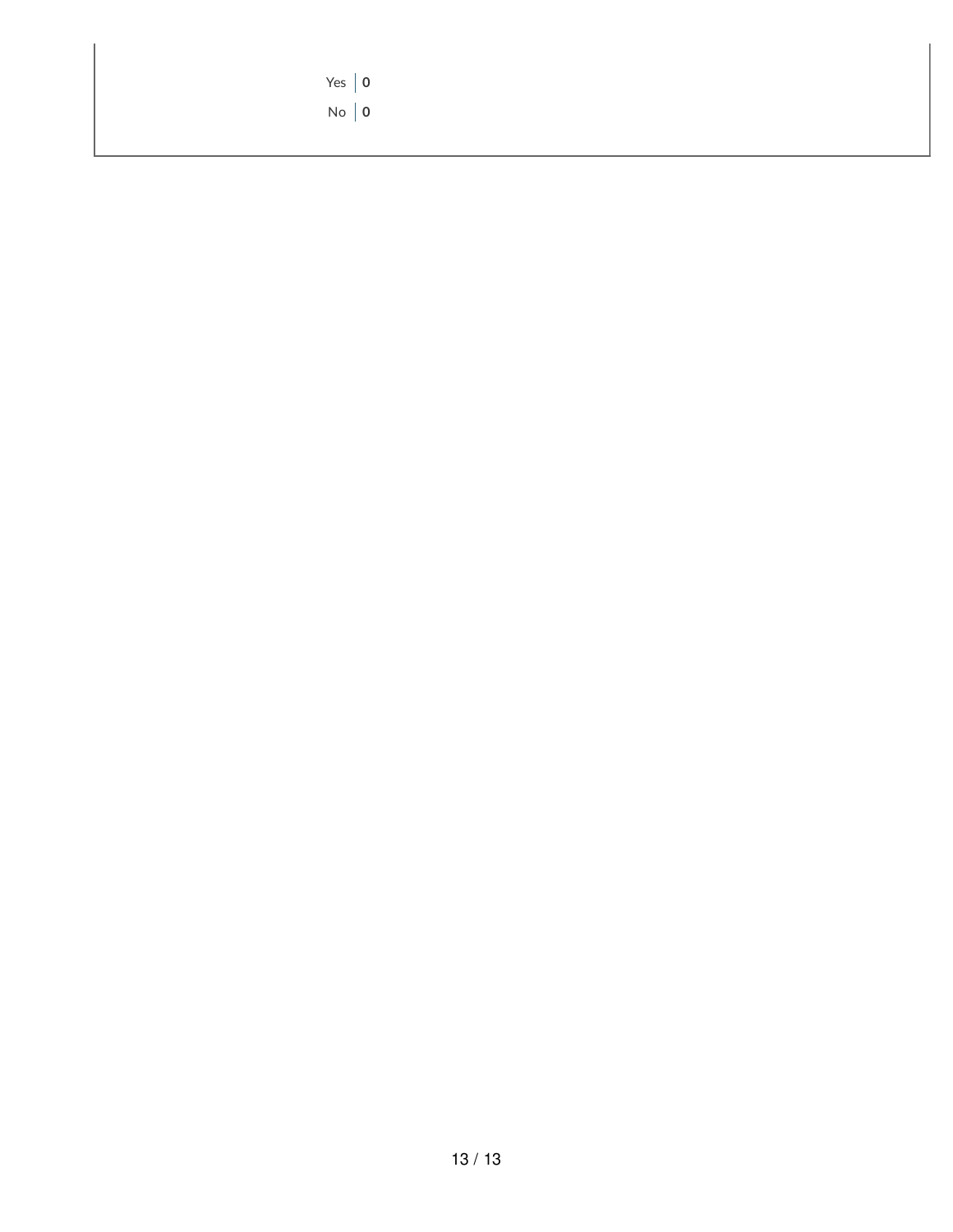Yes | 0

No | 0